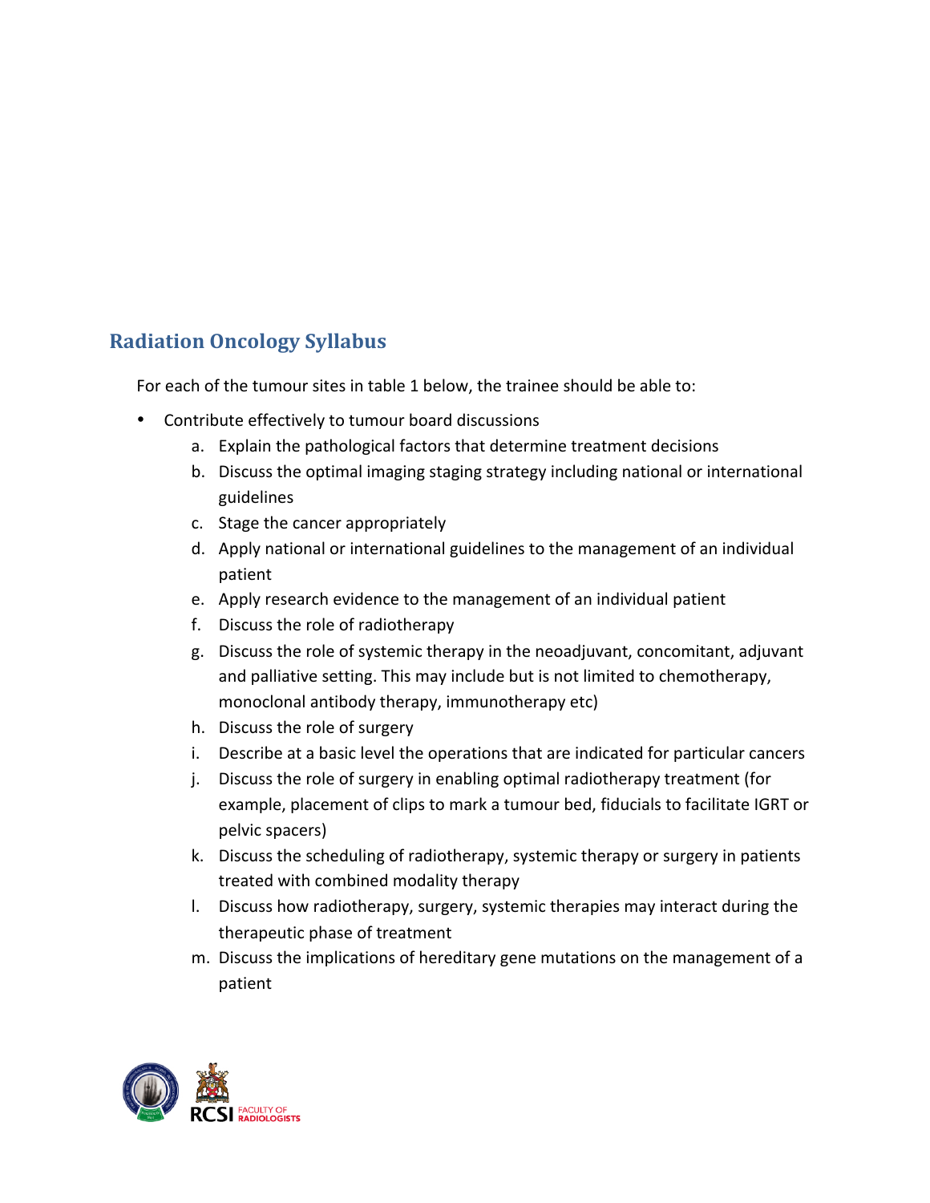## Radiation Oncology Syllabus

For each of the tumour sites in table 1 below, the trainee should be able to:

- Contribute effectively to tumour board discussions
    a. Explain the pathological factors that determine treatment decisions
    b. Discuss the optimal imaging staging strategy including national or international guidelines
    c. Stage the cancer appropriately
    d. Apply national or international guidelines to the management of an individual patient
    e. Apply research evidence to the management of an individual patient
    f. Discuss the role of radiotherapy
    g. Discuss the role of systemic therapy in the neoadjuvant, concomitant, adjuvant and palliative setting. This may include but is not limited to chemotherapy, monoclonal antibody therapy, immunotherapy etc)
    h. Discuss the role of surgery
    i. Describe at a basic level the operations that are indicated for particular cancers
    j. Discuss the role of surgery in enabling optimal radiotherapy treatment (for example, placement of clips to mark a tumour bed, fiducials to facilitate IGRT or pelvic spacers)
    k. Discuss the scheduling of radiotherapy, systemic therapy or surgery in patients treated with combined modality therapy
    l. Discuss how radiotherapy, surgery, systemic therapies may interact during the therapeutic phase of treatment
    m. Discuss the implications of hereditary gene mutations on the management of a patient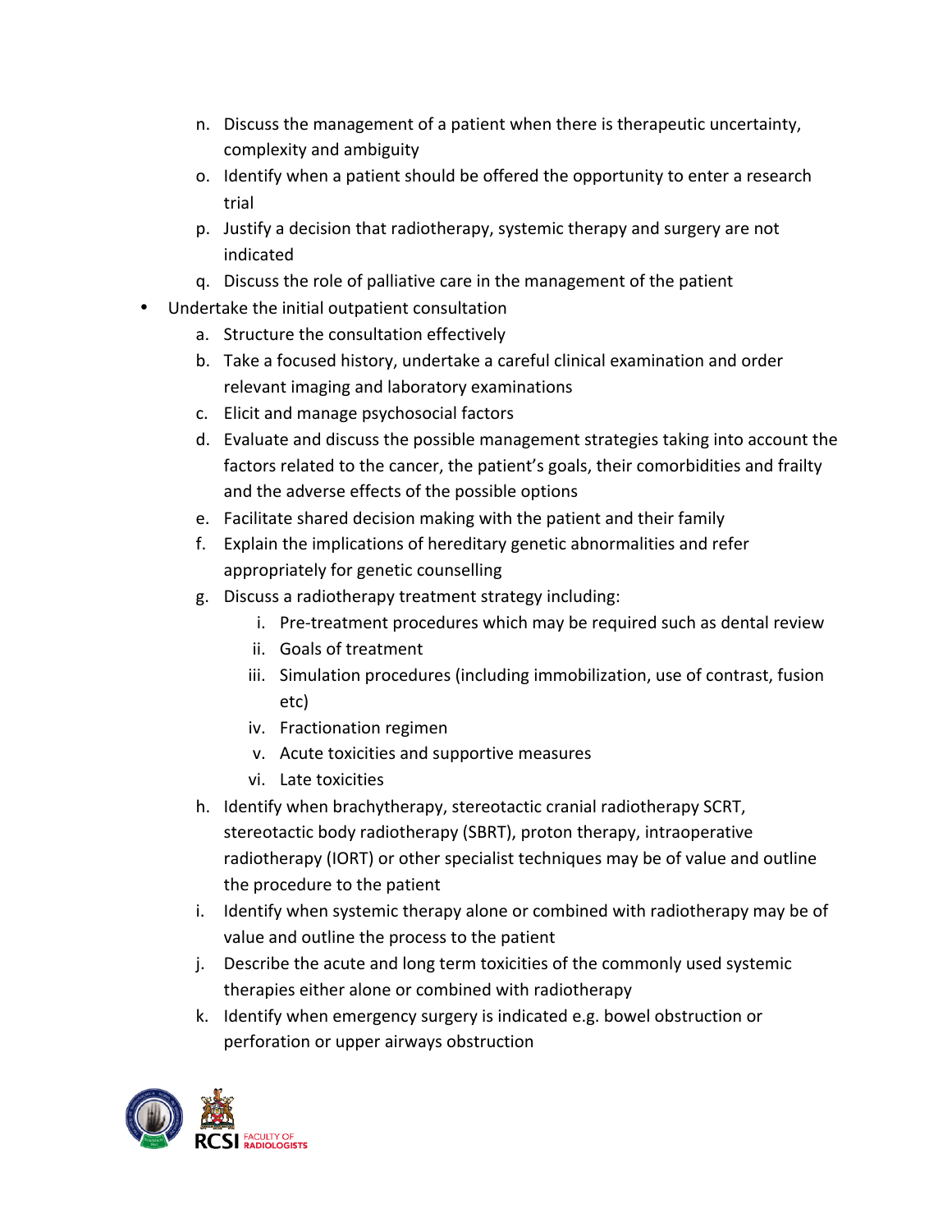n. Discuss the management of a patient when there is therapeutic uncertainty, complexity and ambiguity
o. Identify when a patient should be offered the opportunity to enter a research trial
p. Justify a decision that radiotherapy, systemic therapy and surgery are not indicated
q. Discuss the role of palliative care in the management of the patient

- Undertake the initial outpatient consultation
    a. Structure the consultation effectively
    b. Take a focused history, undertake a careful clinical examination and order relevant imaging and laboratory examinations
    c. Elicit and manage psychosocial factors
    d. Evaluate and discuss the possible management strategies taking into account the factors related to the cancer, the patient's goals, their comorbidities and frailty and the adverse effects of the possible options
    e. Facilitate shared decision making with the patient and their family
    f. Explain the implications of hereditary genetic abnormalities and refer appropriately for genetic counselling
    g. Discuss a radiotherapy treatment strategy including:
        i. Pre-treatment procedures which may be required such as dental review
        ii. Goals of treatment
        iii. Simulation procedures (including immobilization, use of contrast, fusion etc)
        iv. Fractionation regimen
        v. Acute toxicities and supportive measures
        vi. Late toxicities
    h. Identify when brachytherapy, stereotactic cranial radiotherapy SCRT, stereotactic body radiotherapy (SBRT), proton therapy, intraoperative radiotherapy (IORT) or other specialist techniques may be of value and outline the procedure to the patient
    i. Identify when systemic therapy alone or combined with radiotherapy may be of value and outline the process to the patient
    j. Describe the acute and long term toxicities of the commonly used systemic therapies either alone or combined with radiotherapy
    k. Identify when emergency surgery is indicated e.g. bowel obstruction or perforation or upper airways obstruction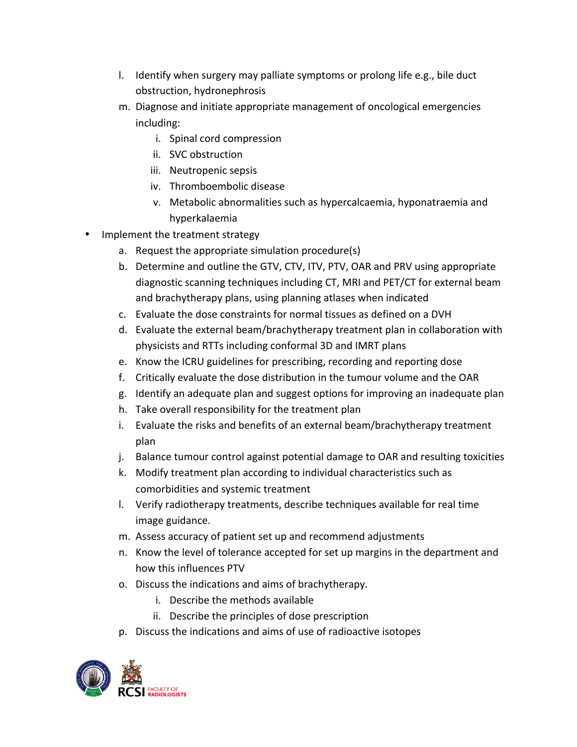l. Identify when surgery may palliate symptoms or prolong life e.g., bile duct obstruction, hydronephrosis
m. Diagnose and initiate appropriate management of oncological emergencies including:
    i. Spinal cord compression
    ii. SVC obstruction
    iii. Neutropenic sepsis
    iv. Thromboembolic disease
    v. Metabolic abnormalities such as hypercalcaemia, hyponatraemia and hyperkalaemia

- Implement the treatment strategy
    a. Request the appropriate simulation procedure(s)
    b. Determine and outline the GTV, CTV, ITV, PTV, OAR and PRV using appropriate diagnostic scanning techniques including CT, MRI and PET/CT for external beam and brachytherapy plans, using planning atlases when indicated
    c. Evaluate the dose constraints for normal tissues as defined on a DVH
    d. Evaluate the external beam/brachytherapy treatment plan in collaboration with physicists and RTTs including conformal 3D and IMRT plans
    e. Know the ICRU guidelines for prescribing, recording and reporting dose
    f. Critically evaluate the dose distribution in the tumour volume and the OAR
    g. Identify an adequate plan and suggest options for improving an inadequate plan
    h. Take overall responsibility for the treatment plan
    i. Evaluate the risks and benefits of an external beam/brachytherapy treatment plan
    j. Balance tumour control against potential damage to OAR and resulting toxicities
    k. Modify treatment plan according to individual characteristics such as comorbidities and systemic treatment
    l. Verify radiotherapy treatments, describe techniques available for real time image guidance.
    m. Assess accuracy of patient set up and recommend adjustments
    n. Know the level of tolerance accepted for set up margins in the department and how this influences PTV
    o. Discuss the indications and aims of brachytherapy.
        i. Describe the methods available
        ii. Describe the principles of dose prescription
    p. Discuss the indications and aims of use of radioactive isotopes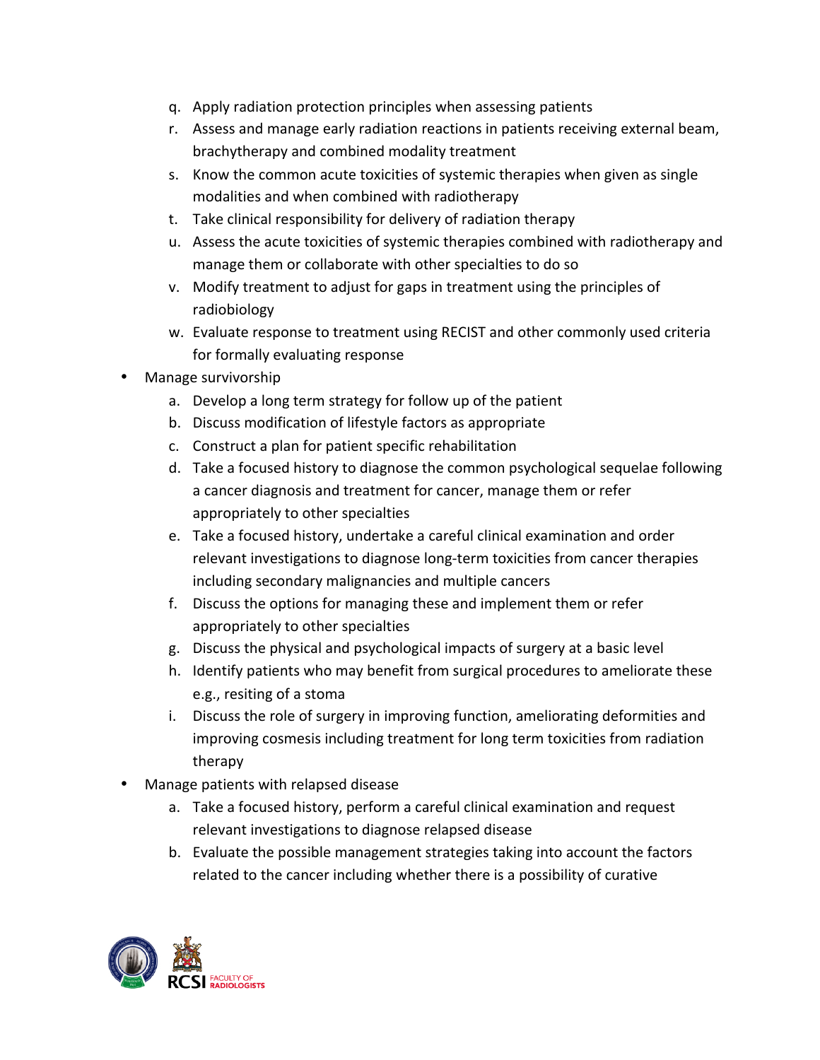q. Apply radiation protection principles when assessing patients
r. Assess and manage early radiation reactions in patients receiving external beam, brachytherapy and combined modality treatment
s. Know the common acute toxicities of systemic therapies when given as single modalities and when combined with radiotherapy
t. Take clinical responsibility for delivery of radiation therapy
u. Assess the acute toxicities of systemic therapies combined with radiotherapy and manage them or collaborate with other specialties to do so
v. Modify treatment to adjust for gaps in treatment using the principles of radiobiology
w. Evaluate response to treatment using RECIST and other commonly used criteria for formally evaluating response

- Manage survivorship
  a. Develop a long term strategy for follow up of the patient
  b. Discuss modification of lifestyle factors as appropriate
  c. Construct a plan for patient specific rehabilitation
  d. Take a focused history to diagnose the common psychological sequelae following a cancer diagnosis and treatment for cancer, manage them or refer appropriately to other specialties
  e. Take a focused history, undertake a careful clinical examination and order relevant investigations to diagnose long-term toxicities from cancer therapies including secondary malignancies and multiple cancers
  f. Discuss the options for managing these and implement them or refer appropriately to other specialties
  g. Discuss the physical and psychological impacts of surgery at a basic level
  h. Identify patients who may benefit from surgical procedures to ameliorate these e.g., resiting of a stoma
  i. Discuss the role of surgery in improving function, ameliorating deformities and improving cosmesis including treatment for long term toxicities from radiation therapy
- Manage patients with relapsed disease
  a. Take a focused history, perform a careful clinical examination and request relevant investigations to diagnose relapsed disease
  b. Evaluate the possible management strategies taking into account the factors related to the cancer including whether there is a possibility of curative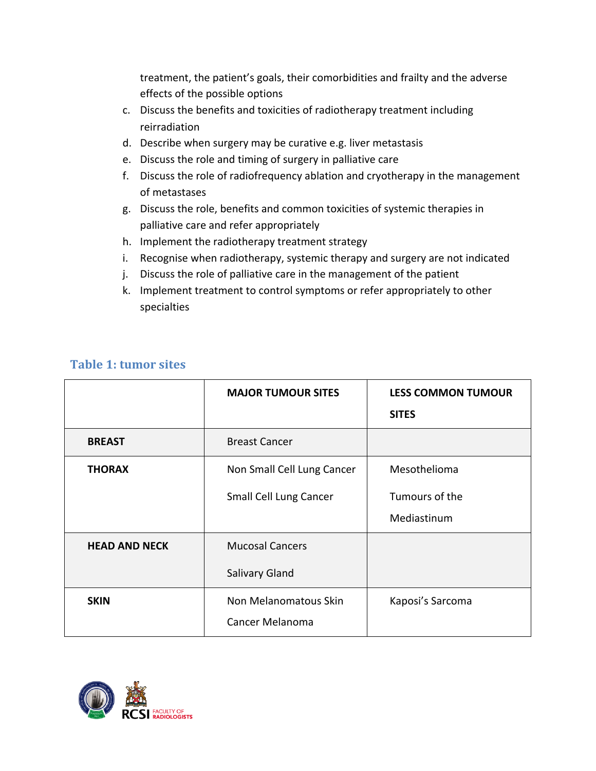treatment, the patient's goals, their comorbidities and frailty and the adverse effects of the possible options

c. Discuss the benefits and toxicities of radiotherapy treatment including reirradiation
d. Describe when surgery may be curative e.g. liver metastasis
e. Discuss the role and timing of surgery in palliative care
f. Discuss the role of radiofrequency ablation and cryotherapy in the management of metastases
g. Discuss the role, benefits and common toxicities of systemic therapies in palliative care and refer appropriately
h. Implement the radiotherapy treatment strategy
i. Recognise when radiotherapy, systemic therapy and surgery are not indicated
j. Discuss the role of palliative care in the management of the patient
k. Implement treatment to control symptoms or refer appropriately to other specialties

## Table 1: tumor sites

| | MAJOR TUMOUR SITES | LESS COMMON TUMOUR SITES |
|---|---|---|
| **BREAST** | Breast Cancer | |
| **THORAX** | Non Small Cell Lung Cancer<br>Small Cell Lung Cancer | Mesothelioma<br>Tumours of the Mediastinum |
| **HEAD AND NECK** | Mucosal Cancers<br>Salivary Gland | |
| **SKIN** | Non Melanomatous Skin Cancer Melanoma | Kaposi's Sarcoma |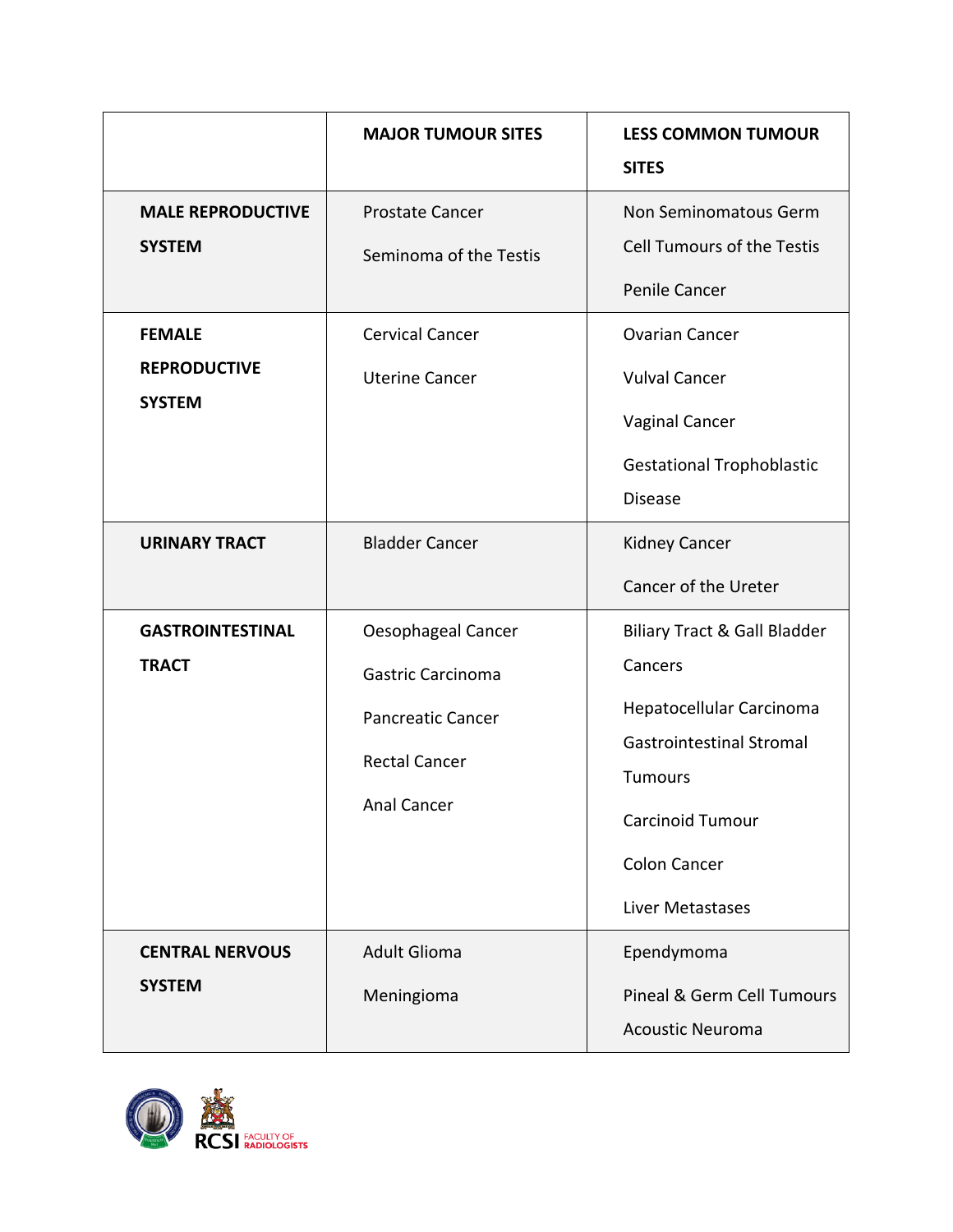| | MAJOR TUMOUR SITES | LESS COMMON TUMOUR SITES |
|---|---|---|
| **MALE REPRODUCTIVE SYSTEM** | Prostate Cancer<br>Seminoma of the Testis | Non Seminomatous Germ Cell Tumours of the Testis<br>Penile Cancer |
| **FEMALE REPRODUCTIVE SYSTEM** | Cervical Cancer<br>Uterine Cancer | Ovarian Cancer<br>Vulval Cancer<br>Vaginal Cancer<br>Gestational Trophoblastic Disease |
| **URINARY TRACT** | Bladder Cancer | Kidney Cancer<br>Cancer of the Ureter |
| **GASTROINTESTINAL TRACT** | Oesophageal Cancer<br>Gastric Carcinoma<br>Pancreatic Cancer<br>Rectal Cancer<br>Anal Cancer | Biliary Tract & Gall Bladder Cancers<br>Hepatocellular Carcinoma<br>Gastrointestinal Stromal Tumours<br>Carcinoid Tumour<br>Colon Cancer<br>Liver Metastases |
| **CENTRAL NERVOUS SYSTEM** | Adult Glioma<br>Meningioma | Ependymoma<br>Pineal & Germ Cell Tumours<br>Acoustic Neuroma |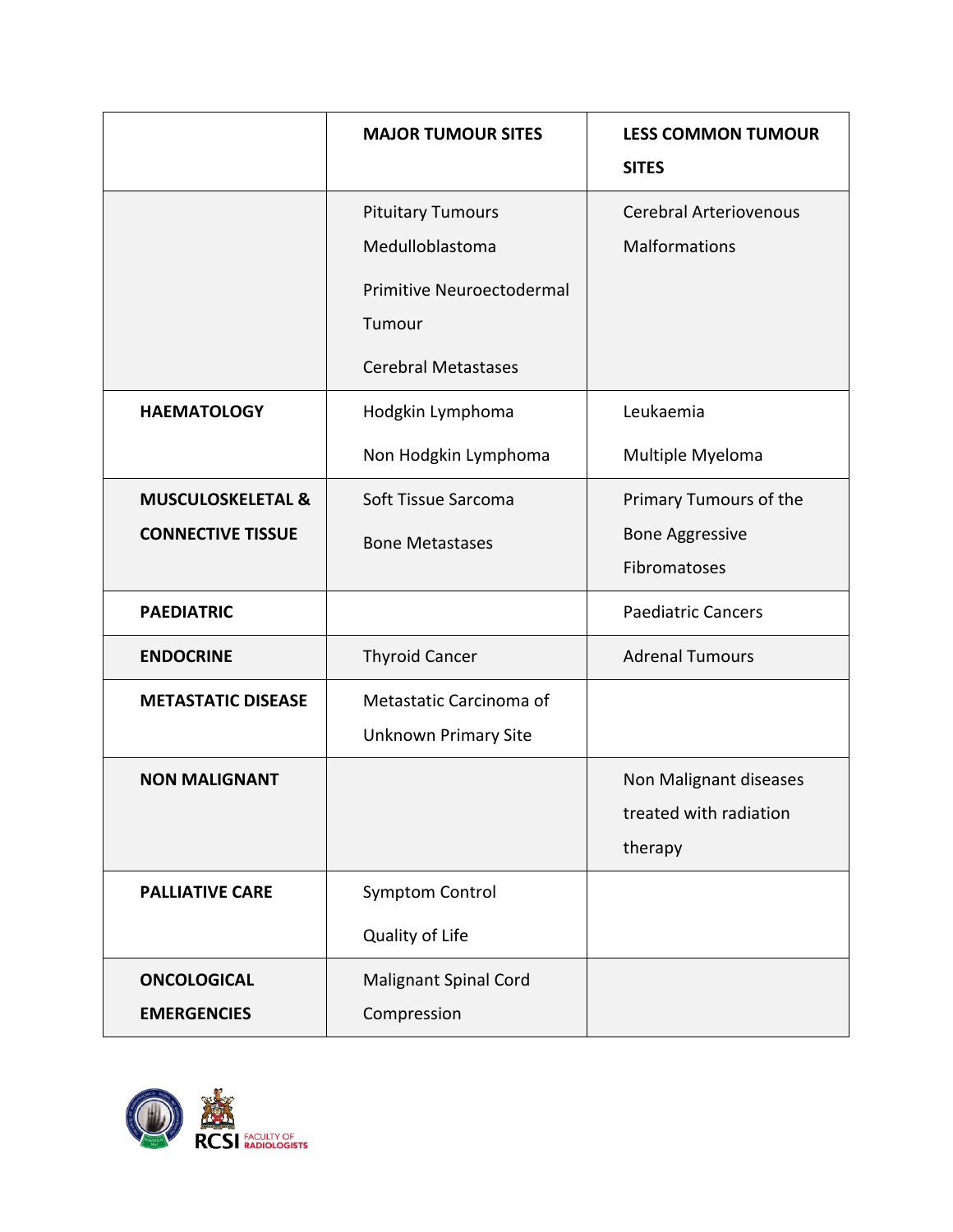| | MAJOR TUMOUR SITES | LESS COMMON TUMOUR SITES |
|---|---|---|
| | Pituitary Tumours<br>Medulloblastoma<br>Primitive Neuroectodermal Tumour<br>Cerebral Metastases | Cerebral Arteriovenous Malformations |
| **HAEMATOLOGY** | Hodgkin Lymphoma<br>Non Hodgkin Lymphoma | Leukaemia<br>Multiple Myeloma |
| **MUSCULOSKELETAL & CONNECTIVE TISSUE** | Soft Tissue Sarcoma<br>Bone Metastases | Primary Tumours of the Bone Aggressive Fibromatoses |
| **PAEDIATRIC** | | Paediatric Cancers |
| **ENDOCRINE** | Thyroid Cancer | Adrenal Tumours |
| **METASTATIC DISEASE** | Metastatic Carcinoma of Unknown Primary Site | |
| **NON MALIGNANT** | | Non Malignant diseases treated with radiation therapy |
| **PALLIATIVE CARE** | Symptom Control<br>Quality of Life | |
| **ONCOLOGICAL EMERGENCIES** | Malignant Spinal Cord Compression | |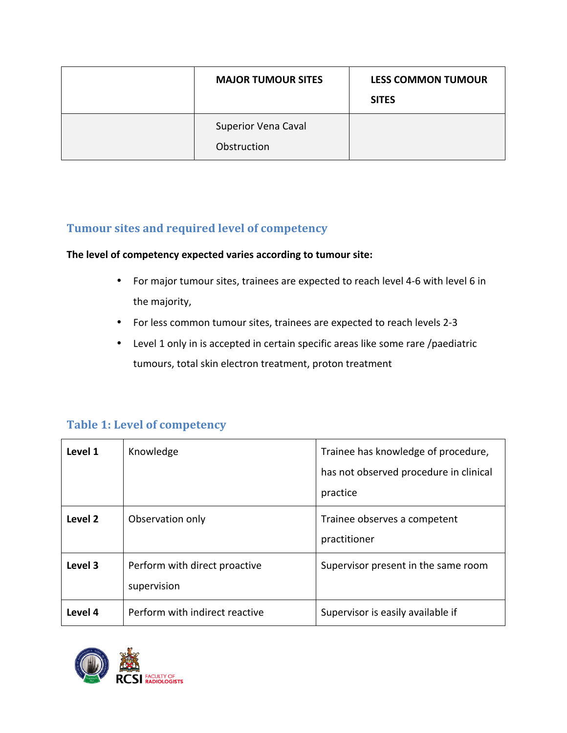|  | MAJOR TUMOUR SITES | LESS COMMON TUMOUR SITES |
|---|---|---|
|  | Superior Vena Caval Obstruction |  |

## Tumour sites and required level of competency

**The level of competency expected varies according to tumour site:**

- For major tumour sites, trainees are expected to reach level 4-6 with level 6 in the majority,
- For less common tumour sites, trainees are expected to reach levels 2-3
- Level 1 only in is accepted in certain specific areas like some rare /paediatric tumours, total skin electron treatment, proton treatment

## Table 1: Level of competency

| | | |
|---|---|---|
| **Level 1** | Knowledge | Trainee has knowledge of procedure, has not observed procedure in clinical practice |
| **Level 2** | Observation only | Trainee observes a competent practitioner |
| **Level 3** | Perform with direct proactive supervision | Supervisor present in the same room |
| **Level 4** | Perform with indirect reactive | Supervisor is easily available if |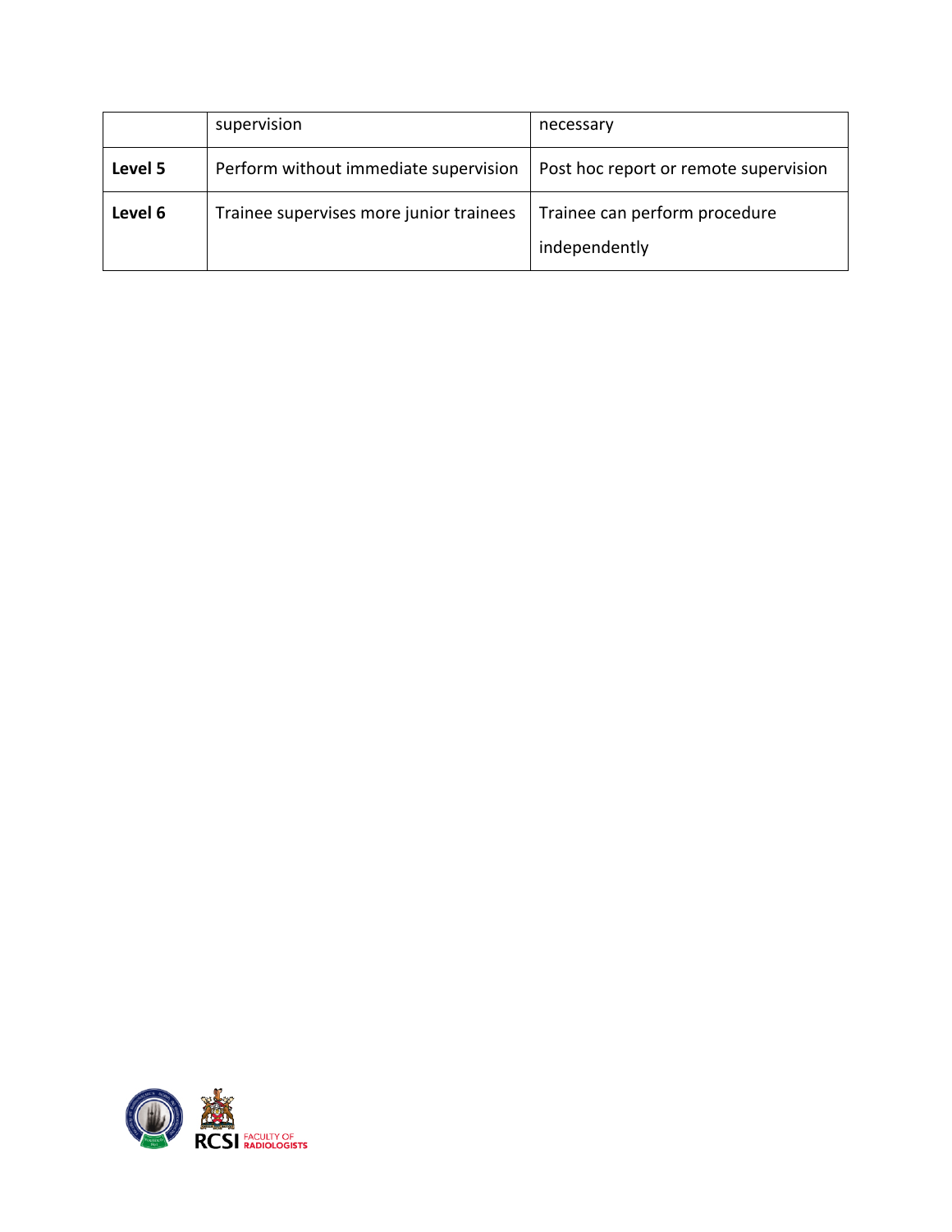| | | |
|---|---|---|
| | supervision | necessary |
| **Level 5** | Perform without immediate supervision | Post hoc report or remote supervision |
| **Level 6** | Trainee supervises more junior trainees | Trainee can perform procedure independently |